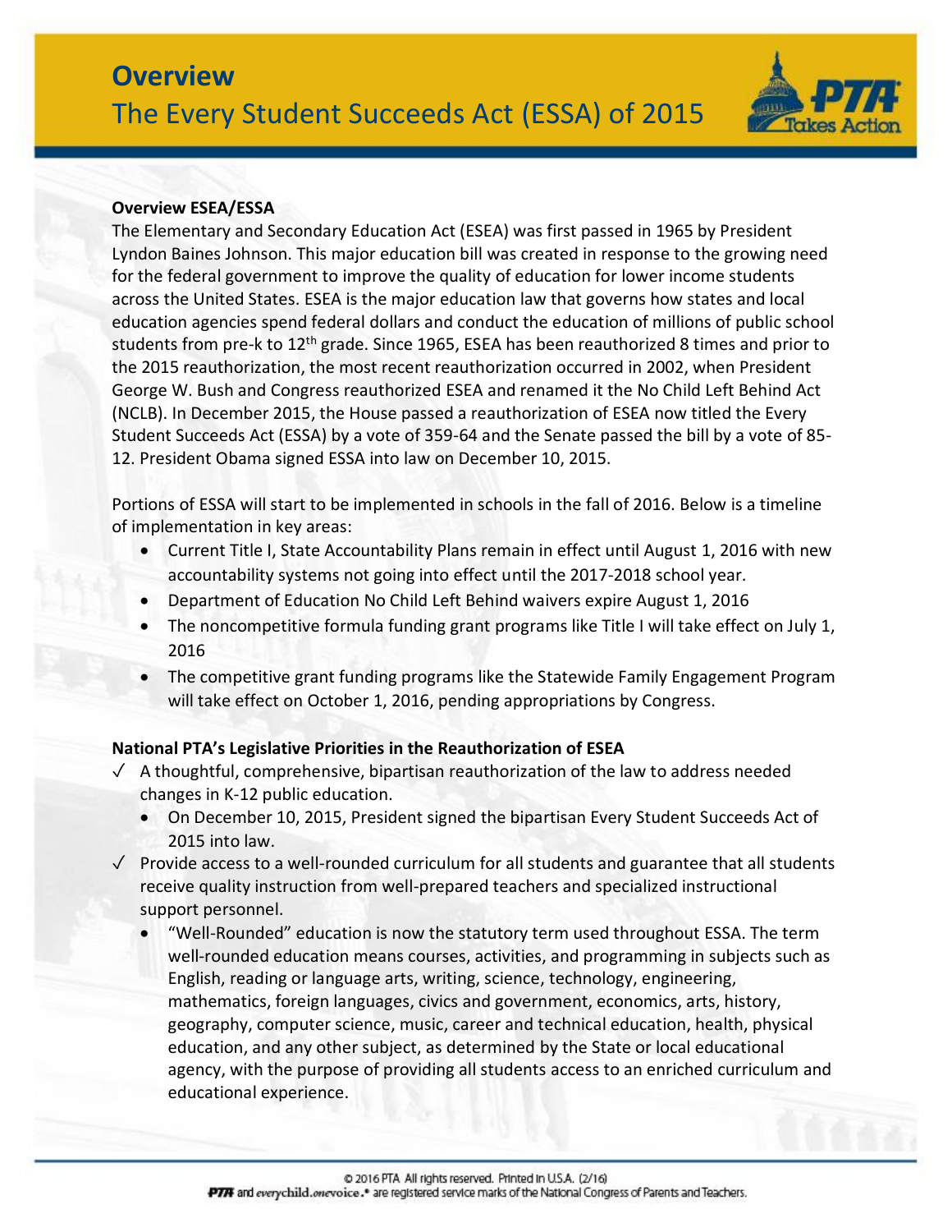# Overview

## The Every Student Succeeds Act (ESSA) of 2015

**Overview ESEA/ESSA**

The Elementary and Secondary Education Act (ESEA) was first passed in 1965 by President Lyndon Baines Johnson. This major education bill was created in response to the growing need for the federal government to improve the quality of education for lower income students across the United States. ESEA is the major education law that governs how states and local education agencies spend federal dollars and conduct the education of millions of public school students from pre-k to 12th grade. Since 1965, ESEA has been reauthorized 8 times and prior to the 2015 reauthorization, the most recent reauthorization occurred in 2002, when President George W. Bush and Congress reauthorized ESEA and renamed it the No Child Left Behind Act (NCLB). In December 2015, the House passed a reauthorization of ESEA now titled the Every Student Succeeds Act (ESSA) by a vote of 359-64 and the Senate passed the bill by a vote of 85-12. President Obama signed ESSA into law on December 10, 2015.

Portions of ESSA will start to be implemented in schools in the fall of 2016. Below is a timeline of implementation in key areas:

- Current Title I, State Accountability Plans remain in effect until August 1, 2016 with new accountability systems not going into effect until the 2017-2018 school year.
- Department of Education No Child Left Behind waivers expire August 1, 2016
- The noncompetitive formula funding grant programs like Title I will take effect on July 1, 2016
- The competitive grant funding programs like the Statewide Family Engagement Program will take effect on October 1, 2016, pending appropriations by Congress.

**National PTA's Legislative Priorities in the Reauthorization of ESEA**

- ✓ A thoughtful, comprehensive, bipartisan reauthorization of the law to address needed changes in K-12 public education.
  - On December 10, 2015, President signed the bipartisan Every Student Succeeds Act of 2015 into law.
- ✓ Provide access to a well-rounded curriculum for all students and guarantee that all students receive quality instruction from well-prepared teachers and specialized instructional support personnel.
  - "Well-Rounded" education is now the statutory term used throughout ESSA. The term well-rounded education means courses, activities, and programming in subjects such as English, reading or language arts, writing, science, technology, engineering, mathematics, foreign languages, civics and government, economics, arts, history, geography, computer science, music, career and technical education, health, physical education, and any other subject, as determined by the State or local educational agency, with the purpose of providing all students access to an enriched curriculum and educational experience.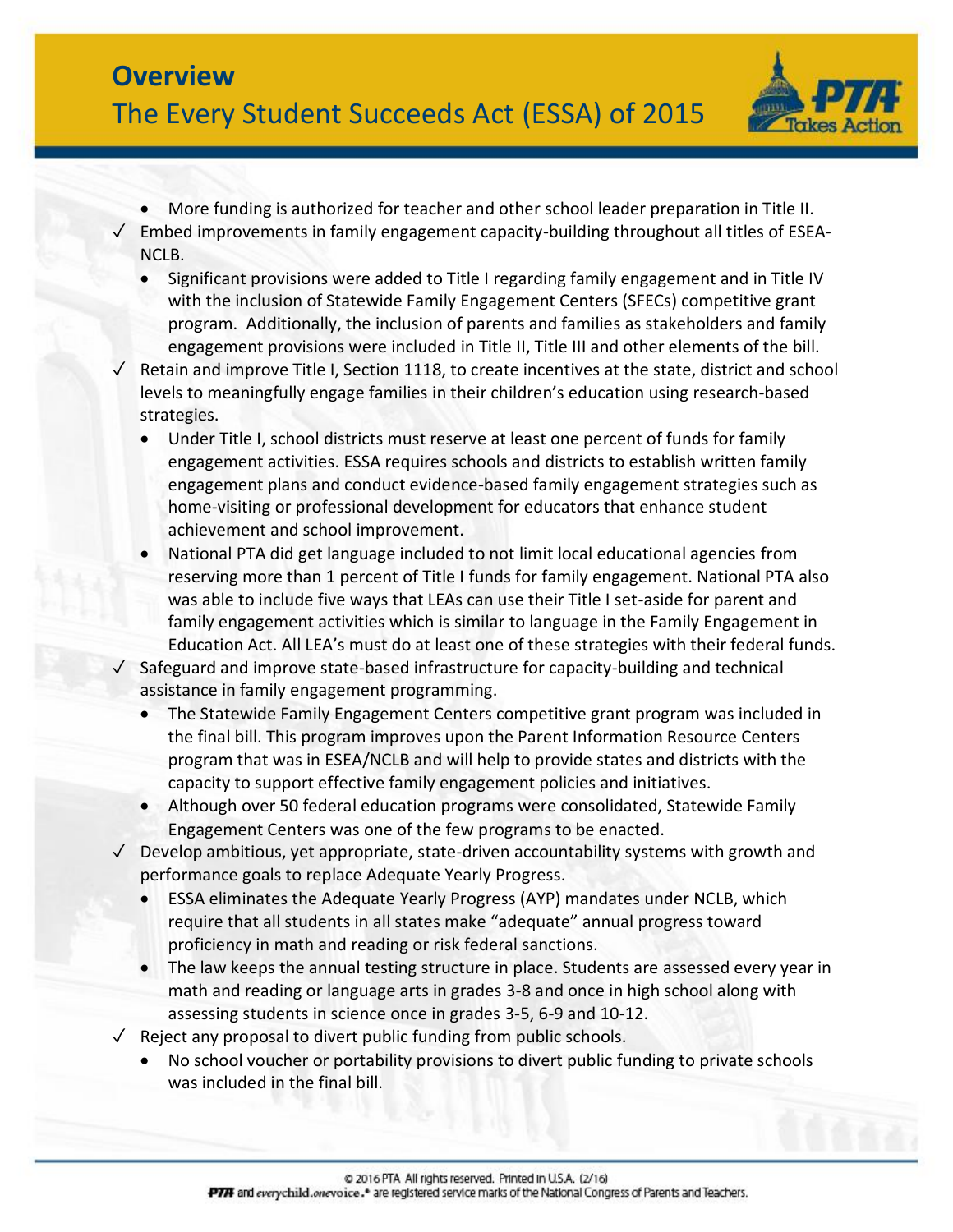- More funding is authorized for teacher and other school leader preparation in Title II.

✓ Embed improvements in family engagement capacity-building throughout all titles of ESEA-NCLB.

- Significant provisions were added to Title I regarding family engagement and in Title IV with the inclusion of Statewide Family Engagement Centers (SFECs) competitive grant program. Additionally, the inclusion of parents and families as stakeholders and family engagement provisions were included in Title II, Title III and other elements of the bill.

✓ Retain and improve Title I, Section 1118, to create incentives at the state, district and school levels to meaningfully engage families in their children's education using research-based strategies.

- Under Title I, school districts must reserve at least one percent of funds for family engagement activities. ESSA requires schools and districts to establish written family engagement plans and conduct evidence-based family engagement strategies such as home-visiting or professional development for educators that enhance student achievement and school improvement.
- National PTA did get language included to not limit local educational agencies from reserving more than 1 percent of Title I funds for family engagement. National PTA also was able to include five ways that LEAs can use their Title I set-aside for parent and family engagement activities which is similar to language in the Family Engagement in Education Act. All LEA's must do at least one of these strategies with their federal funds.

✓ Safeguard and improve state-based infrastructure for capacity-building and technical assistance in family engagement programming.

- The Statewide Family Engagement Centers competitive grant program was included in the final bill. This program improves upon the Parent Information Resource Centers program that was in ESEA/NCLB and will help to provide states and districts with the capacity to support effective family engagement policies and initiatives.
- Although over 50 federal education programs were consolidated, Statewide Family Engagement Centers was one of the few programs to be enacted.

✓ Develop ambitious, yet appropriate, state-driven accountability systems with growth and performance goals to replace Adequate Yearly Progress.

- ESSA eliminates the Adequate Yearly Progress (AYP) mandates under NCLB, which require that all students in all states make "adequate" annual progress toward proficiency in math and reading or risk federal sanctions.
- The law keeps the annual testing structure in place. Students are assessed every year in math and reading or language arts in grades 3-8 and once in high school along with assessing students in science once in grades 3-5, 6-9 and 10-12.

✓ Reject any proposal to divert public funding from public schools.

- No school voucher or portability provisions to divert public funding to private schools was included in the final bill.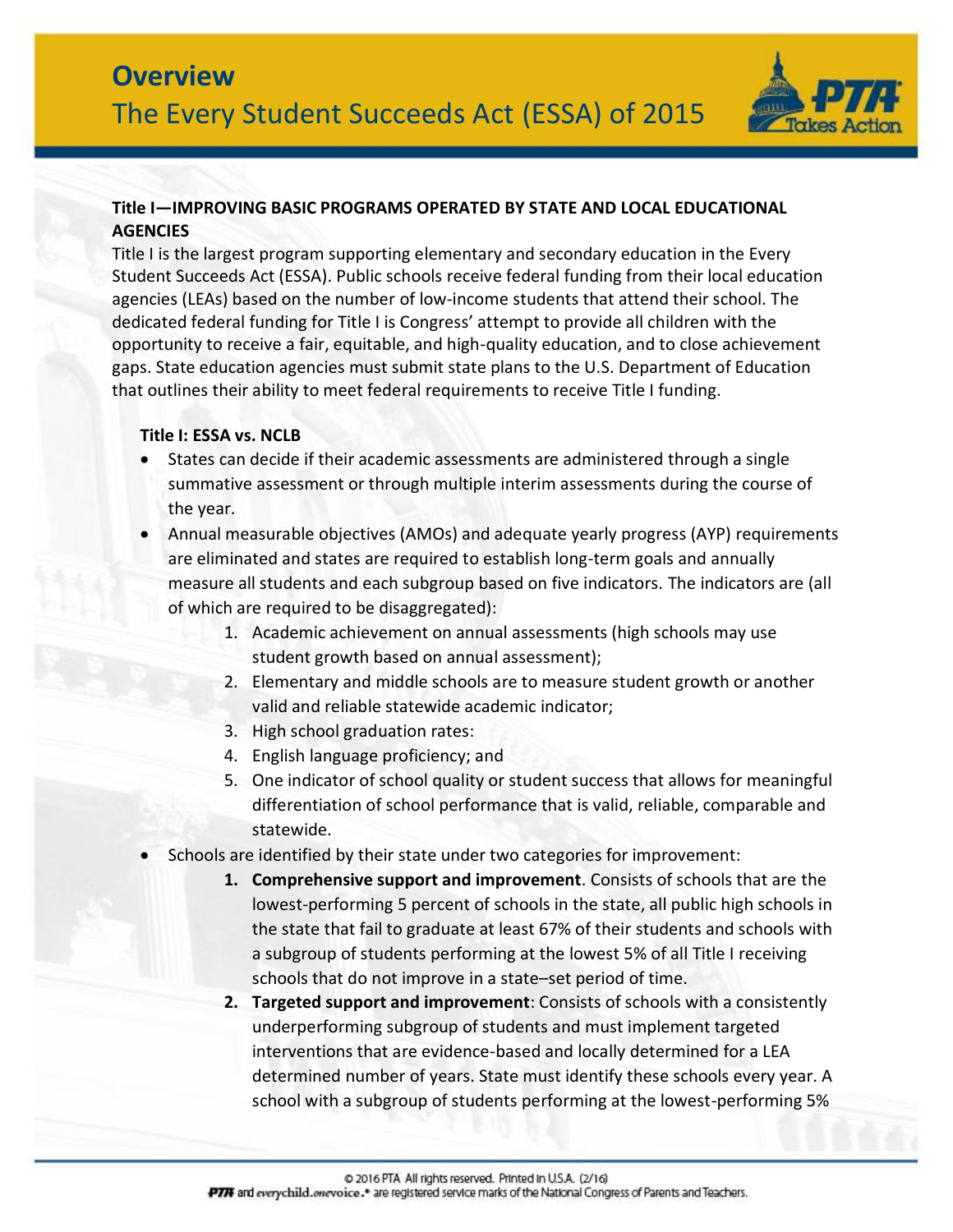## Overview

### The Every Student Succeeds Act (ESSA) of 2015

**Title I—IMPROVING BASIC PROGRAMS OPERATED BY STATE AND LOCAL EDUCATIONAL AGENCIES**

Title I is the largest program supporting elementary and secondary education in the Every Student Succeeds Act (ESSA). Public schools receive federal funding from their local education agencies (LEAs) based on the number of low-income students that attend their school. The dedicated federal funding for Title I is Congress' attempt to provide all children with the opportunity to receive a fair, equitable, and high-quality education, and to close achievement gaps. State education agencies must submit state plans to the U.S. Department of Education that outlines their ability to meet federal requirements to receive Title I funding.

**Title I: ESSA vs. NCLB**

- States can decide if their academic assessments are administered through a single summative assessment or through multiple interim assessments during the course of the year.
- Annual measurable objectives (AMOs) and adequate yearly progress (AYP) requirements are eliminated and states are required to establish long-term goals and annually measure all students and each subgroup based on five indicators. The indicators are (all of which are required to be disaggregated):
    1. Academic achievement on annual assessments (high schools may use student growth based on annual assessment);
    2. Elementary and middle schools are to measure student growth or another valid and reliable statewide academic indicator;
    3. High school graduation rates:
    4. English language proficiency; and
    5. One indicator of school quality or student success that allows for meaningful differentiation of school performance that is valid, reliable, comparable and statewide.
- Schools are identified by their state under two categories for improvement:
    1. **Comprehensive support and improvement**. Consists of schools that are the lowest-performing 5 percent of schools in the state, all public high schools in the state that fail to graduate at least 67% of their students and schools with a subgroup of students performing at the lowest 5% of all Title I receiving schools that do not improve in a state–set period of time.
    2. **Targeted support and improvement**: Consists of schools with a consistently underperforming subgroup of students and must implement targeted interventions that are evidence-based and locally determined for a LEA determined number of years. State must identify these schools every year. A school with a subgroup of students performing at the lowest-performing 5%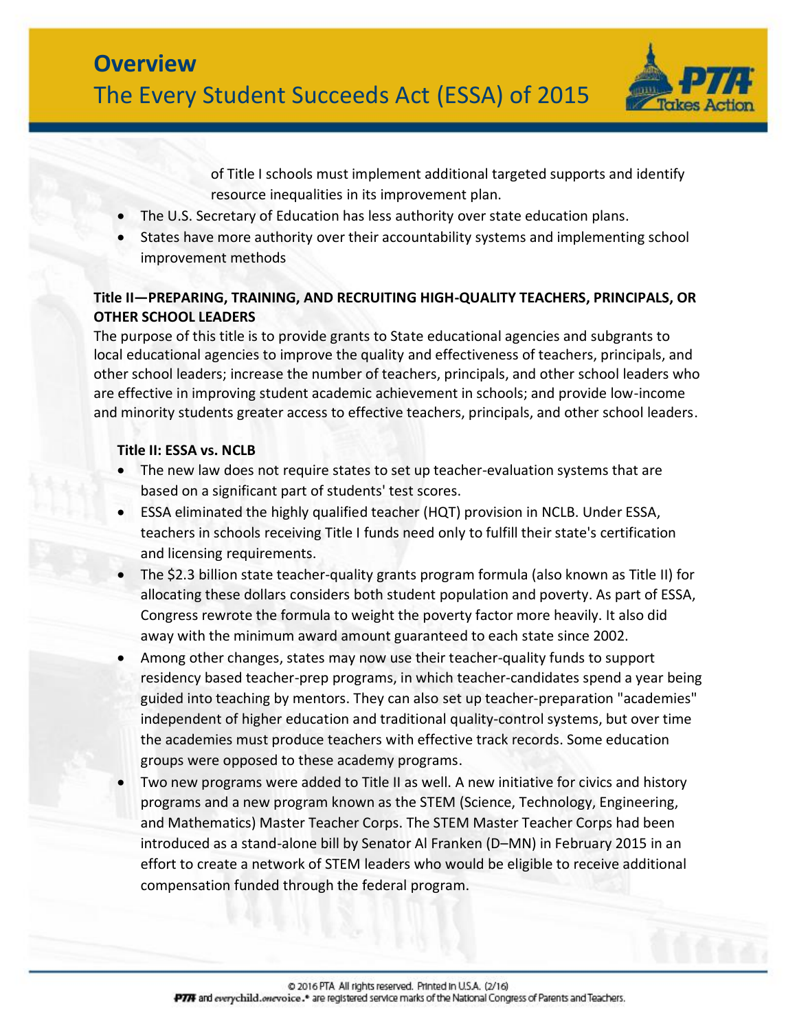of Title I schools must implement additional targeted supports and identify resource inequalities in its improvement plan.

- The U.S. Secretary of Education has less authority over state education plans.
- States have more authority over their accountability systems and implementing school improvement methods

**Title II—PREPARING, TRAINING, AND RECRUITING HIGH-QUALITY TEACHERS, PRINCIPALS, OR OTHER SCHOOL LEADERS**

The purpose of this title is to provide grants to State educational agencies and subgrants to local educational agencies to improve the quality and effectiveness of teachers, principals, and other school leaders; increase the number of teachers, principals, and other school leaders who are effective in improving student academic achievement in schools; and provide low-income and minority students greater access to effective teachers, principals, and other school leaders.

**Title II: ESSA vs. NCLB**

- The new law does not require states to set up teacher-evaluation systems that are based on a significant part of students' test scores.
- ESSA eliminated the highly qualified teacher (HQT) provision in NCLB. Under ESSA, teachers in schools receiving Title I funds need only to fulfill their state's certification and licensing requirements.
- The $2.3 billion state teacher-quality grants program formula (also known as Title II) for allocating these dollars considers both student population and poverty. As part of ESSA, Congress rewrote the formula to weight the poverty factor more heavily. It also did away with the minimum award amount guaranteed to each state since 2002.
- Among other changes, states may now use their teacher-quality funds to support residency based teacher-prep programs, in which teacher-candidates spend a year being guided into teaching by mentors. They can also set up teacher-preparation "academies" independent of higher education and traditional quality-control systems, but over time the academies must produce teachers with effective track records. Some education groups were opposed to these academy programs.
- Two new programs were added to Title II as well. A new initiative for civics and history programs and a new program known as the STEM (Science, Technology, Engineering, and Mathematics) Master Teacher Corps. The STEM Master Teacher Corps had been introduced as a stand-alone bill by Senator Al Franken (D–MN) in February 2015 in an effort to create a network of STEM leaders who would be eligible to receive additional compensation funded through the federal program.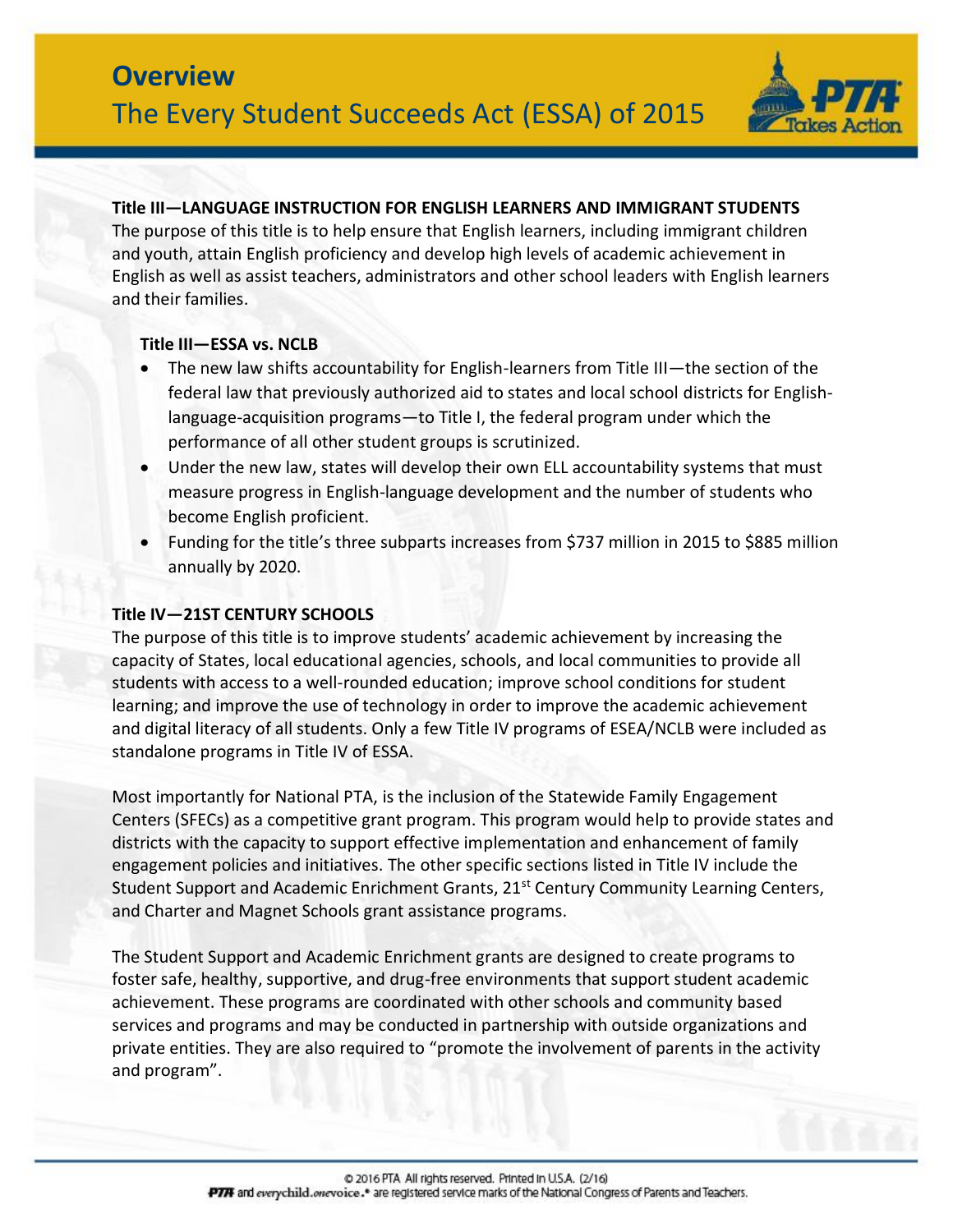### Title III—LANGUAGE INSTRUCTION FOR ENGLISH LEARNERS AND IMMIGRANT STUDENTS

The purpose of this title is to help ensure that English learners, including immigrant children and youth, attain English proficiency and develop high levels of academic achievement in English as well as assist teachers, administrators and other school leaders with English learners and their families.

#### Title III—ESSA vs. NCLB

- The new law shifts accountability for English-learners from Title III—the section of the federal law that previously authorized aid to states and local school districts for English-language-acquisition programs—to Title I, the federal program under which the performance of all other student groups is scrutinized.
- Under the new law, states will develop their own ELL accountability systems that must measure progress in English-language development and the number of students who become English proficient.
- Funding for the title's three subparts increases from $737 million in 2015 to $885 million annually by 2020.

### Title IV—21ST CENTURY SCHOOLS

The purpose of this title is to improve students' academic achievement by increasing the capacity of States, local educational agencies, schools, and local communities to provide all students with access to a well-rounded education; improve school conditions for student learning; and improve the use of technology in order to improve the academic achievement and digital literacy of all students. Only a few Title IV programs of ESEA/NCLB were included as standalone programs in Title IV of ESSA.

Most importantly for National PTA, is the inclusion of the Statewide Family Engagement Centers (SFECs) as a competitive grant program. This program would help to provide states and districts with the capacity to support effective implementation and enhancement of family engagement policies and initiatives. The other specific sections listed in Title IV include the Student Support and Academic Enrichment Grants, 21st Century Community Learning Centers, and Charter and Magnet Schools grant assistance programs.

The Student Support and Academic Enrichment grants are designed to create programs to foster safe, healthy, supportive, and drug-free environments that support student academic achievement. These programs are coordinated with other schools and community based services and programs and may be conducted in partnership with outside organizations and private entities. They are also required to "promote the involvement of parents in the activity and program".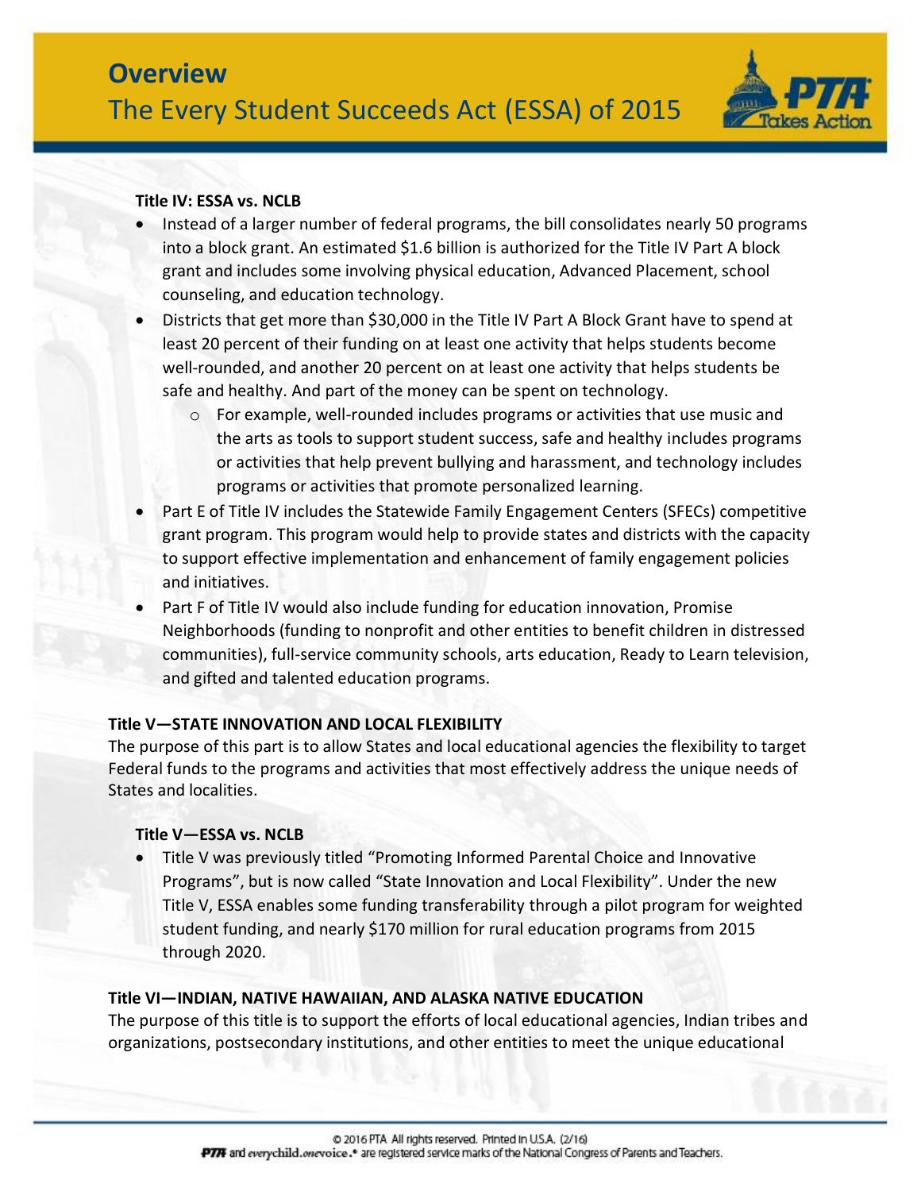### Title IV: ESSA vs. NCLB

- Instead of a larger number of federal programs, the bill consolidates nearly 50 programs into a block grant. An estimated $1.6 billion is authorized for the Title IV Part A block grant and includes some involving physical education, Advanced Placement, school counseling, and education technology.
- Districts that get more than $30,000 in the Title IV Part A Block Grant have to spend at least 20 percent of their funding on at least one activity that helps students become well-rounded, and another 20 percent on at least one activity that helps students be safe and healthy. And part of the money can be spent on technology.
  - For example, well-rounded includes programs or activities that use music and the arts as tools to support student success, safe and healthy includes programs or activities that help prevent bullying and harassment, and technology includes programs or activities that promote personalized learning.
- Part E of Title IV includes the Statewide Family Engagement Centers (SFECs) competitive grant program. This program would help to provide states and districts with the capacity to support effective implementation and enhancement of family engagement policies and initiatives.
- Part F of Title IV would also include funding for education innovation, Promise Neighborhoods (funding to nonprofit and other entities to benefit children in distressed communities), full-service community schools, arts education, Ready to Learn television, and gifted and talented education programs.

## Title V—STATE INNOVATION AND LOCAL FLEXIBILITY

The purpose of this part is to allow States and local educational agencies the flexibility to target Federal funds to the programs and activities that most effectively address the unique needs of States and localities.

### Title V—ESSA vs. NCLB

- Title V was previously titled "Promoting Informed Parental Choice and Innovative Programs", but is now called "State Innovation and Local Flexibility". Under the new Title V, ESSA enables some funding transferability through a pilot program for weighted student funding, and nearly $170 million for rural education programs from 2015 through 2020.

## Title VI—INDIAN, NATIVE HAWAIIAN, AND ALASKA NATIVE EDUCATION

The purpose of this title is to support the efforts of local educational agencies, Indian tribes and organizations, postsecondary institutions, and other entities to meet the unique educational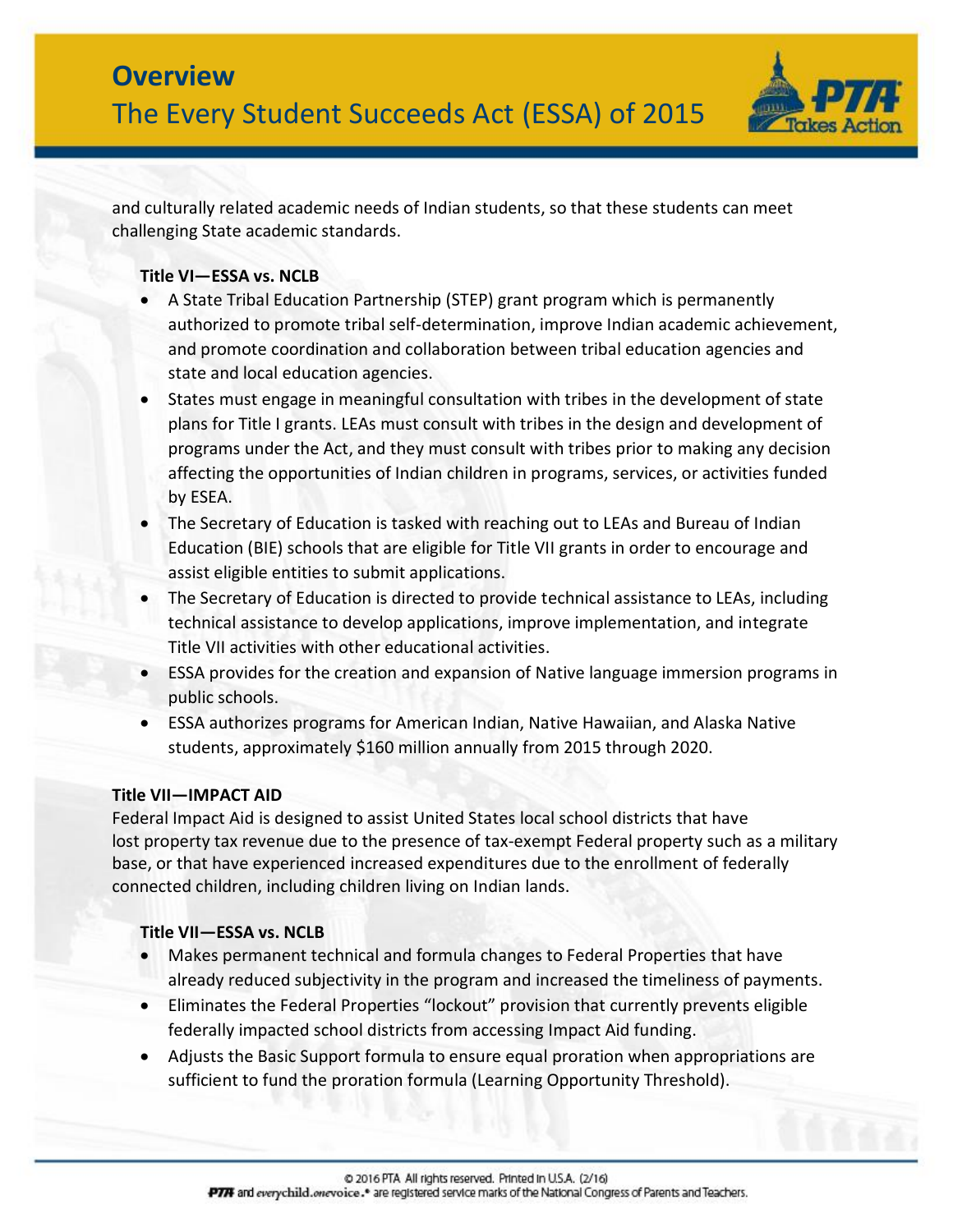and culturally related academic needs of Indian students, so that these students can meet challenging State academic standards.

### Title VI—ESSA vs. NCLB

- A State Tribal Education Partnership (STEP) grant program which is permanently authorized to promote tribal self-determination, improve Indian academic achievement, and promote coordination and collaboration between tribal education agencies and state and local education agencies.
- States must engage in meaningful consultation with tribes in the development of state plans for Title I grants. LEAs must consult with tribes in the design and development of programs under the Act, and they must consult with tribes prior to making any decision affecting the opportunities of Indian children in programs, services, or activities funded by ESEA.
- The Secretary of Education is tasked with reaching out to LEAs and Bureau of Indian Education (BIE) schools that are eligible for Title VII grants in order to encourage and assist eligible entities to submit applications.
- The Secretary of Education is directed to provide technical assistance to LEAs, including technical assistance to develop applications, improve implementation, and integrate Title VII activities with other educational activities.
- ESSA provides for the creation and expansion of Native language immersion programs in public schools.
- ESSA authorizes programs for American Indian, Native Hawaiian, and Alaska Native students, approximately $160 million annually from 2015 through 2020.

## Title VII—IMPACT AID

Federal Impact Aid is designed to assist United States local school districts that have lost property tax revenue due to the presence of tax-exempt Federal property such as a military base, or that have experienced increased expenditures due to the enrollment of federally connected children, including children living on Indian lands.

### Title VII—ESSA vs. NCLB

- Makes permanent technical and formula changes to Federal Properties that have already reduced subjectivity in the program and increased the timeliness of payments.
- Eliminates the Federal Properties "lockout" provision that currently prevents eligible federally impacted school districts from accessing Impact Aid funding.
- Adjusts the Basic Support formula to ensure equal proration when appropriations are sufficient to fund the proration formula (Learning Opportunity Threshold).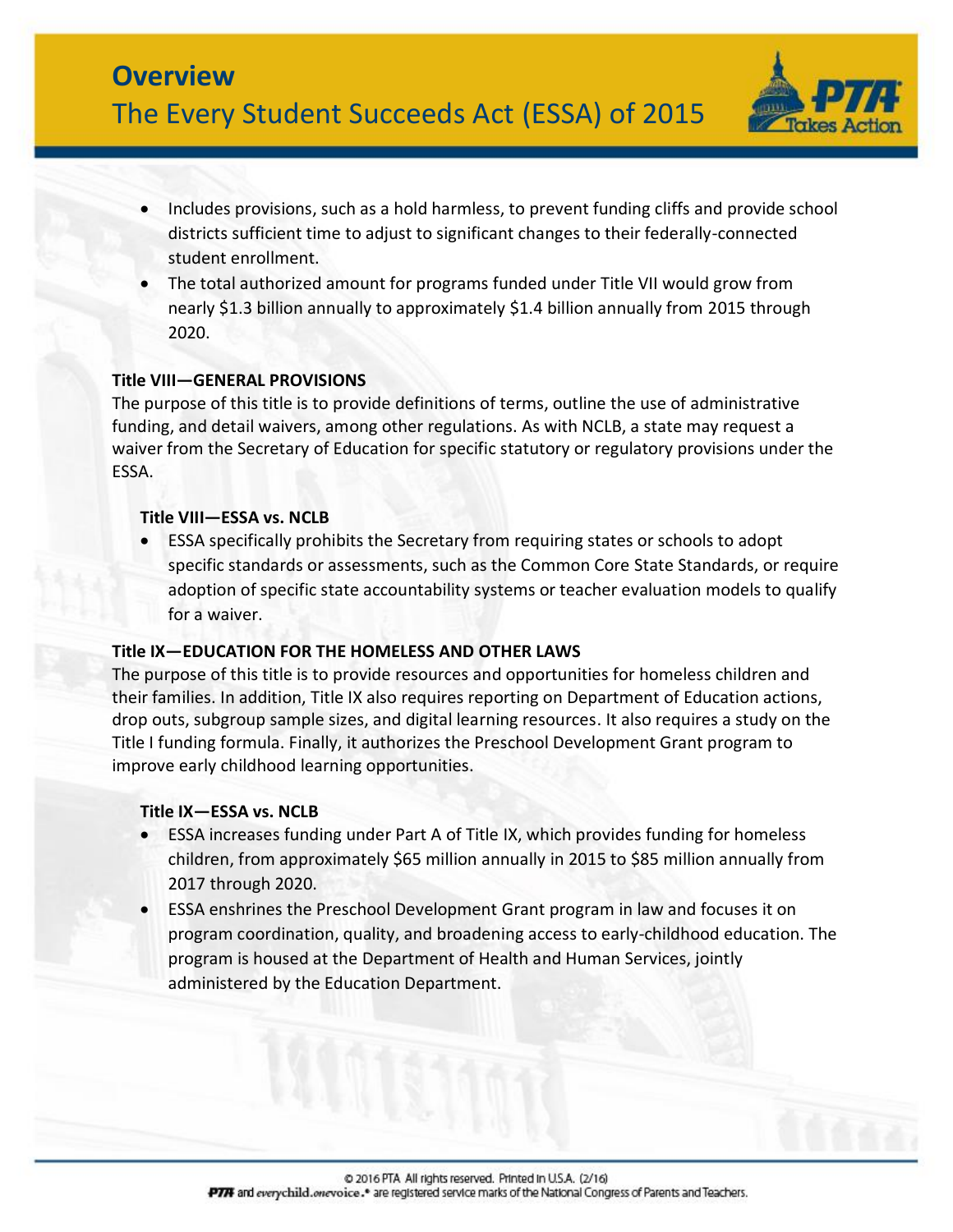- Includes provisions, such as a hold harmless, to prevent funding cliffs and provide school districts sufficient time to adjust to significant changes to their federally-connected student enrollment.
- The total authorized amount for programs funded under Title VII would grow from nearly $1.3 billion annually to approximately $1.4 billion annually from 2015 through 2020.

**Title VIII—GENERAL PROVISIONS**

The purpose of this title is to provide definitions of terms, outline the use of administrative funding, and detail waivers, among other regulations. As with NCLB, a state may request a waiver from the Secretary of Education for specific statutory or regulatory provisions under the ESSA.

**Title VIII—ESSA vs. NCLB**

- ESSA specifically prohibits the Secretary from requiring states or schools to adopt specific standards or assessments, such as the Common Core State Standards, or require adoption of specific state accountability systems or teacher evaluation models to qualify for a waiver.

**Title IX—EDUCATION FOR THE HOMELESS AND OTHER LAWS**

The purpose of this title is to provide resources and opportunities for homeless children and their families. In addition, Title IX also requires reporting on Department of Education actions, drop outs, subgroup sample sizes, and digital learning resources. It also requires a study on the Title I funding formula. Finally, it authorizes the Preschool Development Grant program to improve early childhood learning opportunities.

**Title IX—ESSA vs. NCLB**

- ESSA increases funding under Part A of Title IX, which provides funding for homeless children, from approximately $65 million annually in 2015 to $85 million annually from 2017 through 2020.
- ESSA enshrines the Preschool Development Grant program in law and focuses it on program coordination, quality, and broadening access to early-childhood education. The program is housed at the Department of Health and Human Services, jointly administered by the Education Department.